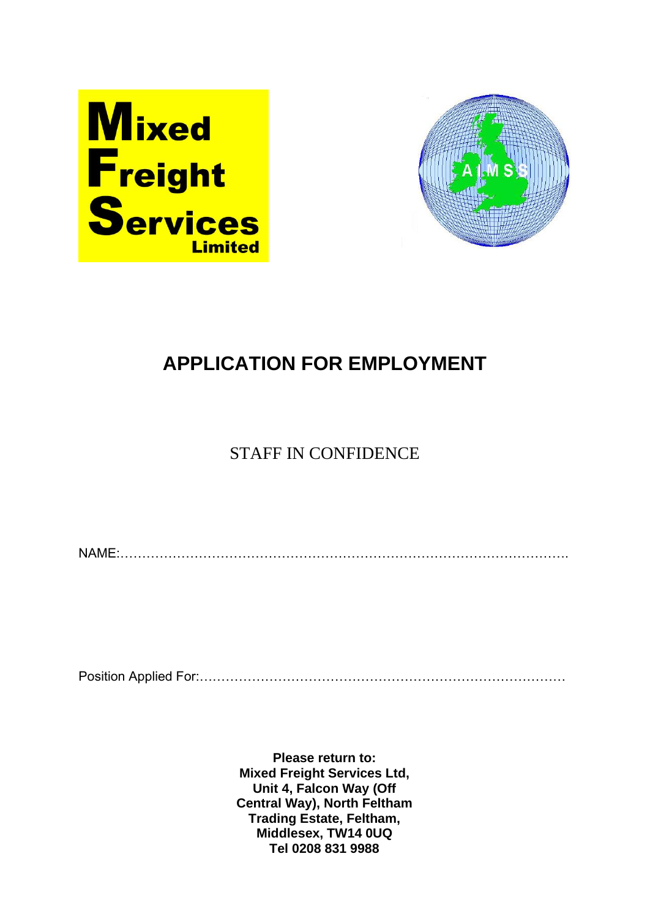Mixed Freight Services Limited

# APPLICATION FOR EMPLOYMENT

STAFF IN CONFIDENCE

NAME:……………………………………………………………………………………….

Position Applied For:…………………………………………………………………………

**Please return to:**
**Mixed Freight Services Ltd,**
**Unit 4, Falcon Way (Off Central Way), North Feltham Trading Estate, Feltham, Middlesex, TW14 0UQ**
**Tel 0208 831 9988**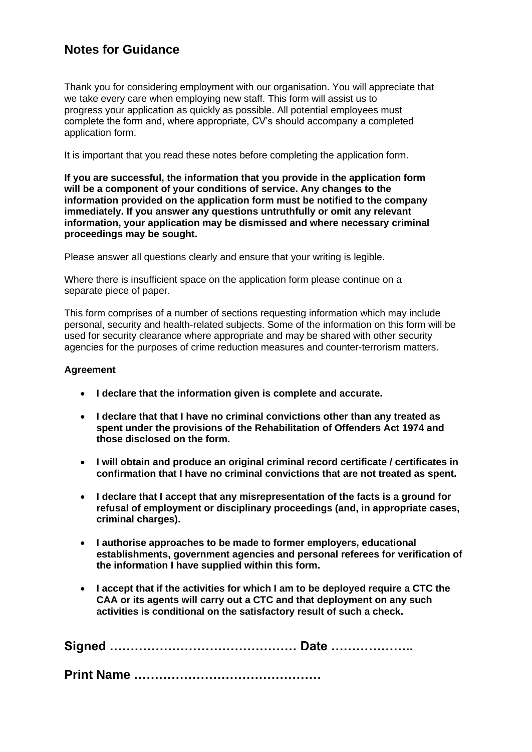## Notes for Guidance

Thank you for considering employment with our organisation. You will appreciate that we take every care when employing new staff. This form will assist us to progress your application as quickly as possible. All potential employees must complete the form and, where appropriate, CV's should accompany a completed application form.

It is important that you read these notes before completing the application form.

**If you are successful, the information that you provide in the application form will be a component of your conditions of service. Any changes to the information provided on the application form must be notified to the company immediately. If you answer any questions untruthfully or omit any relevant information, your application may be dismissed and where necessary criminal proceedings may be sought.**

Please answer all questions clearly and ensure that your writing is legible.

Where there is insufficient space on the application form please continue on a separate piece of paper.

This form comprises of a number of sections requesting information which may include personal, security and health-related subjects. Some of the information on this form will be used for security clearance where appropriate and may be shared with other security agencies for the purposes of crime reduction measures and counter-terrorism matters.

**Agreement**

- **I declare that the information given is complete and accurate.**
- **I declare that that I have no criminal convictions other than any treated as spent under the provisions of the Rehabilitation of Offenders Act 1974 and those disclosed on the form.**
- **I will obtain and produce an original criminal record certificate / certificates in confirmation that I have no criminal convictions that are not treated as spent.**
- **I declare that I accept that any misrepresentation of the facts is a ground for refusal of employment or disciplinary proceedings (and, in appropriate cases, criminal charges).**
- **I authorise approaches to be made to former employers, educational establishments, government agencies and personal referees for verification of the information I have supplied within this form.**
- **I accept that if the activities for which I am to be deployed require a CTC the CAA or its agents will carry out a CTC and that deployment on any such activities is conditional on the satisfactory result of such a check.**

**Signed ……………………………………… Date ………………..**

**Print Name ………………………………………**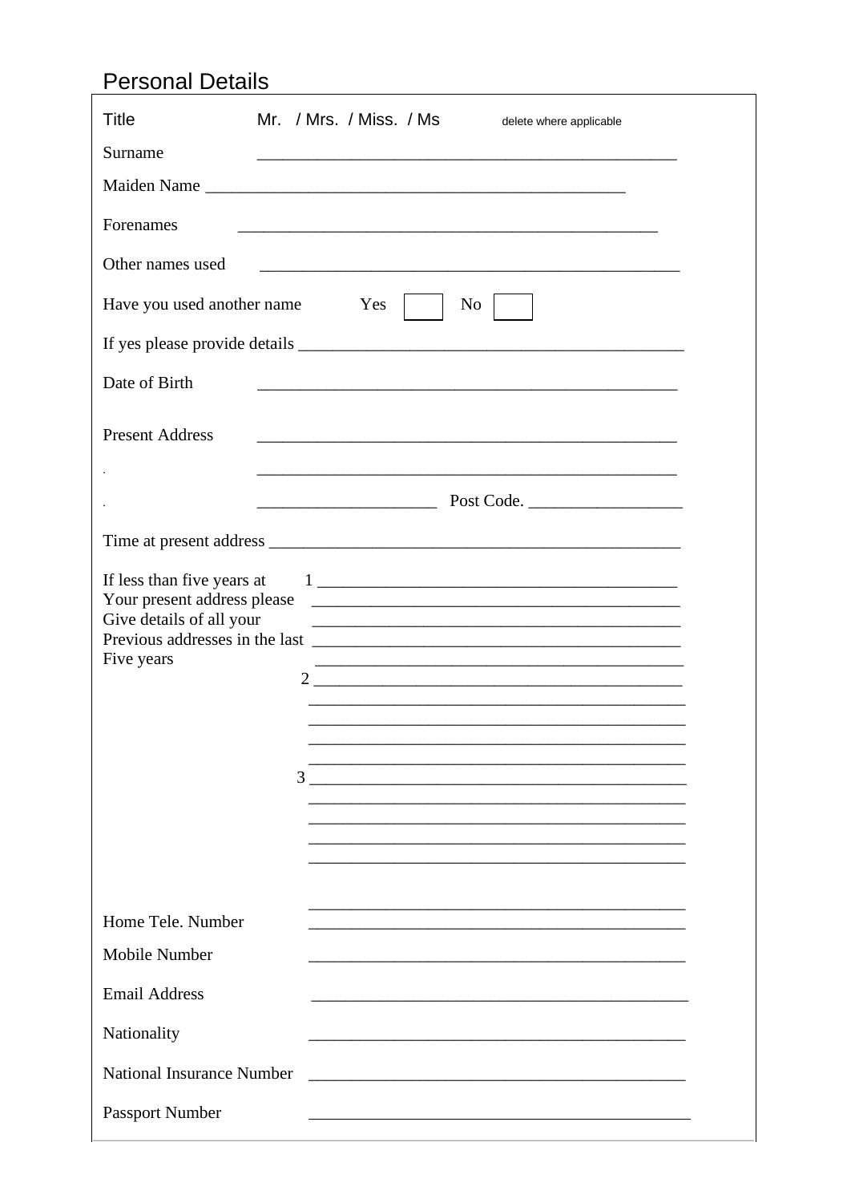## Personal Details

Title Mr. / Mrs. / Miss. / Ms delete where applicable

Surname ______________________________________________

Maiden Name ______________________________________________

Forenames ______________________________________________

Other names used ______________________________________________

Have you used another name Yes ☐ No ☐

If yes please provide details ______________________________________________

Date of Birth ______________________________________________

Present Address ______________________________________________

______________________________________________

______________________ Post Code. __________________

Time at present address ______________________________________________

If less than five years at Your present address please Give details of all your Previous addresses in the last Five years

1 ______________________________________________

______________________________________________

______________________________________________

______________________________________________

______________________________________________

2 ______________________________________________

______________________________________________

______________________________________________

______________________________________________

______________________________________________

3 ______________________________________________

______________________________________________

______________________________________________

______________________________________________

______________________________________________

______________________________________________

Home Tele. Number ______________________________________________

Mobile Number ______________________________________________

Email Address ______________________________________________

Nationality ______________________________________________

National Insurance Number ______________________________________________

Passport Number ______________________________________________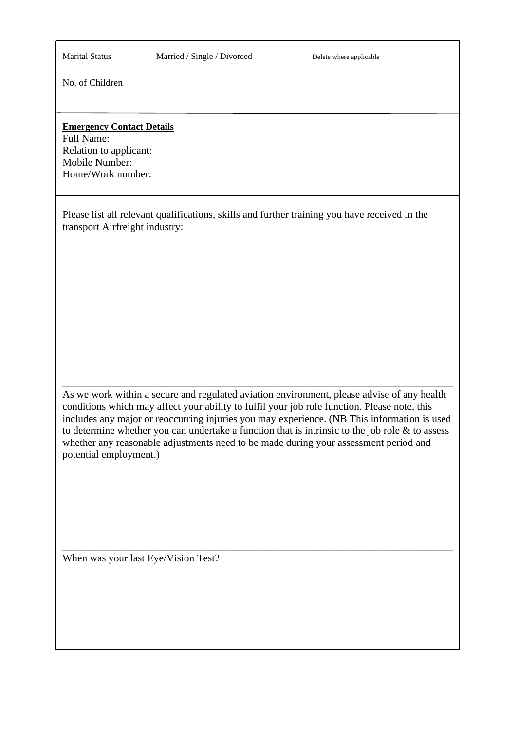Marital Status Married / Single / Divorced Delete where applicable

No. of Children

---

**Emergency Contact Details**

Full Name:
Relation to applicant:
Mobile Number:
Home/Work number:

---

Please list all relevant qualifications, skills and further training you have received in the transport Airfreight industry:

---

As we work within a secure and regulated aviation environment, please advise of any health conditions which may affect your ability to fulfil your job role function. Please note, this includes any major or reoccurring injuries you may experience. (NB This information is used to determine whether you can undertake a function that is intrinsic to the job role & to assess whether any reasonable adjustments need to be made during your assessment period and potential employment.)

---

When was your last Eye/Vision Test?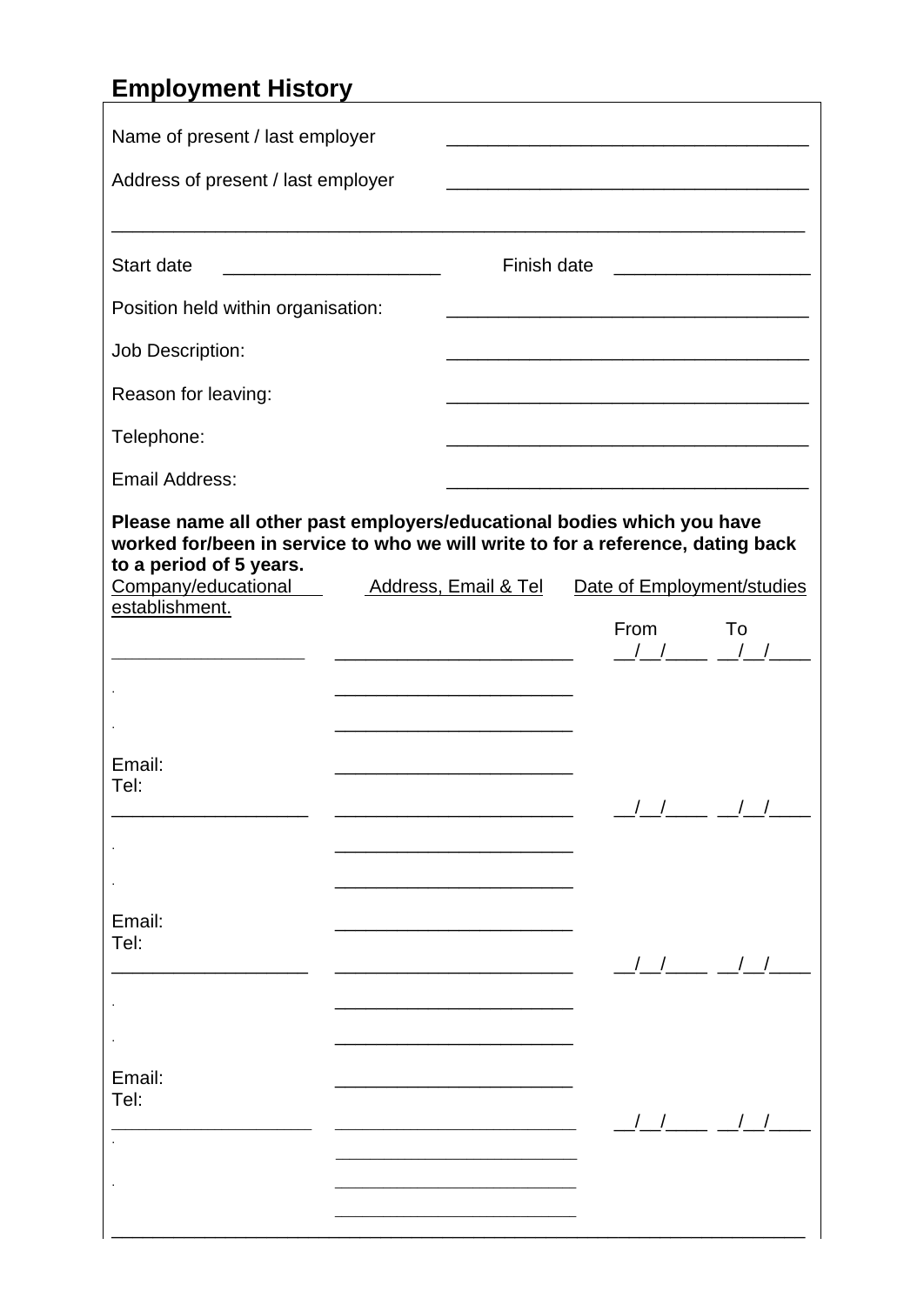## Employment History

Name of present / last employer ___________________________________

Address of present / last employer ___________________________________

_______________________________________________________________________

Start date ____________________ Finish date __________________

Position held within organisation: ___________________________________

Job Description: ___________________________________

Reason for leaving: ___________________________________

Telephone: ___________________________________

Email Address: ___________________________________

**Please name all other past employers/educational bodies which you have worked for/been in service to who we will write to for a reference, dating back to a period of 5 years.**

| Company/educational establishment. | Address, Email & Tel | Date of Employment/studies From | To |
|---|---|---|---|
| __________________ | ______________________ | __/__/____ | __/__/____ |
| | ______________________ | | |
| | ______________________ | | |
| Email: | ______________________ | | |
| Tel: | | | |
| __________________ | ______________________ | __/__/____ | __/__/____ |
| | ______________________ | | |
| | ______________________ | | |
| Email: | ______________________ | | |
| Tel: | | | |
| __________________ | ______________________ | __/__/____ | __/__/____ |
| | ______________________ | | |
| | ______________________ | | |
| Email: | ______________________ | | |
| Tel: | | | |
| __________________ | ______________________ | __/__/____ | __/__/____ |
| | ______________________ | | |
| | ______________________ | | |
| | ______________________ | | |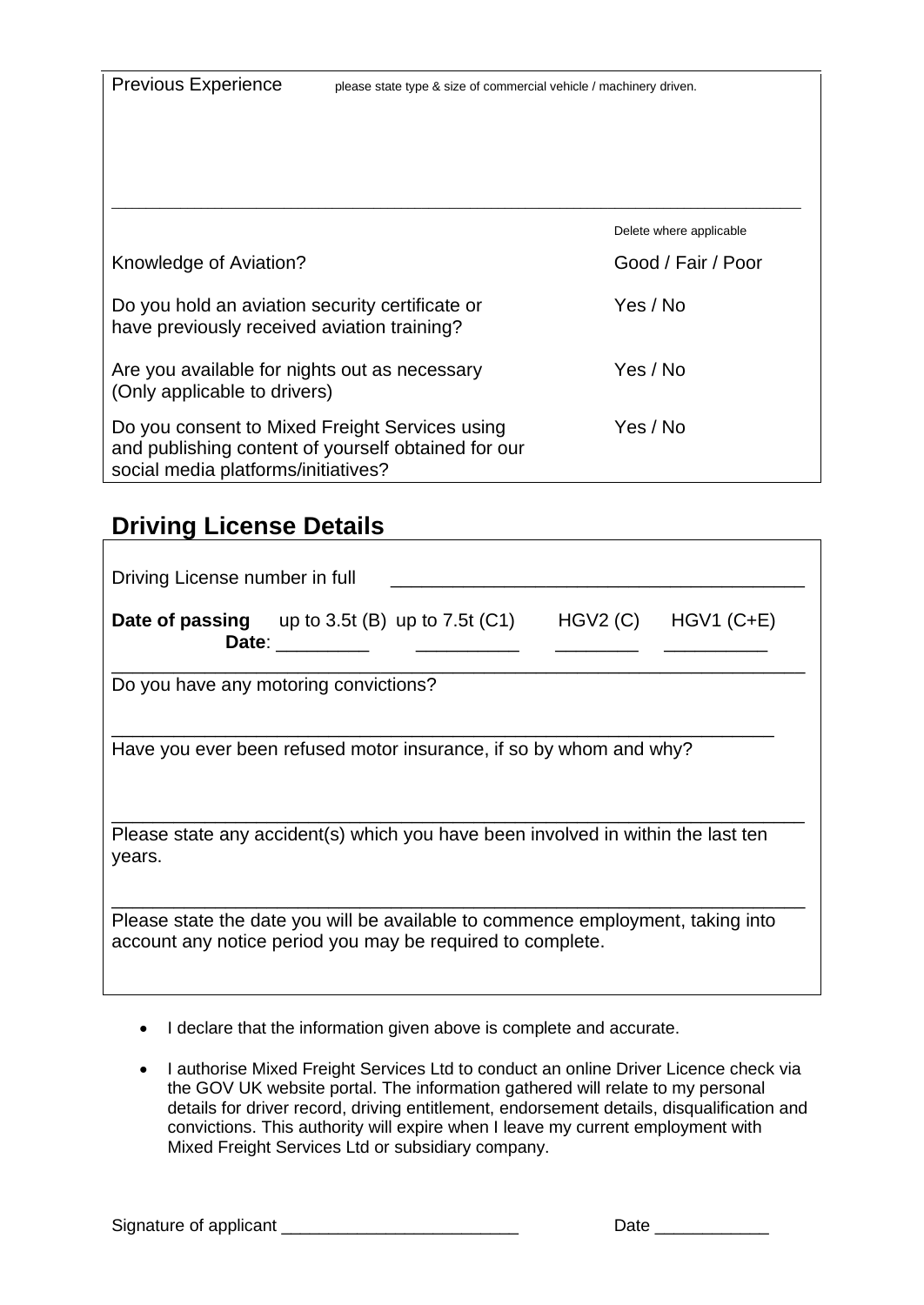Previous Experience please state type & size of commercial vehicle / machinery driven.

\_\_\_\_\_\_\_\_\_\_\_\_\_\_\_\_\_\_\_\_\_\_\_\_\_\_\_\_\_\_\_\_\_\_\_\_\_\_\_\_\_\_\_\_\_\_\_\_\_\_\_\_\_\_\_\_\_\_\_\_\_\_\_\_\_\_\_\_\_\_

| | Delete where applicable |
|---|---|
| Knowledge of Aviation? | Good / Fair / Poor |
| Do you hold an aviation security certificate or have previously received aviation training? | Yes / No |
| Are you available for nights out as necessary (Only applicable to drivers) | Yes / No |
| Do you consent to Mixed Freight Services using and publishing content of yourself obtained for our social media platforms/initiatives? | Yes / No |

## Driving License Details

Driving License number in full \_\_\_\_\_\_\_\_\_\_\_\_\_\_\_\_\_\_\_\_\_\_\_\_\_\_\_\_\_\_\_\_\_\_\_\_\_\_\_

| **Date of passing** | up to 3.5t (B) | up to 7.5t (C1) | HGV2 (C) | HGV1 (C+E) |
|---|---|---|---|---|
| **Date**: | \_\_\_\_\_\_\_\_\_ | \_\_\_\_\_\_\_\_\_\_ | \_\_\_\_\_\_\_\_ | \_\_\_\_\_\_\_\_\_\_ |

Do you have any motoring convictions?

\_\_\_\_\_\_\_\_\_\_\_\_\_\_\_\_\_\_\_\_\_\_\_\_\_\_\_\_\_\_\_\_\_\_\_\_\_\_\_\_\_\_\_\_\_\_\_\_\_\_\_\_\_\_\_\_\_\_\_\_\_\_\_

Have you ever been refused motor insurance, if so by whom and why?

\_\_\_\_\_\_\_\_\_\_\_\_\_\_\_\_\_\_\_\_\_\_\_\_\_\_\_\_\_\_\_\_\_\_\_\_\_\_\_\_\_\_\_\_\_\_\_\_\_\_\_\_\_\_\_\_\_\_\_\_\_\_\_\_\_\_

Please state any accident(s) which you have been involved in within the last ten years.

\_\_\_\_\_\_\_\_\_\_\_\_\_\_\_\_\_\_\_\_\_\_\_\_\_\_\_\_\_\_\_\_\_\_\_\_\_\_\_\_\_\_\_\_\_\_\_\_\_\_\_\_\_\_\_\_\_\_\_\_\_\_\_\_\_\_

Please state the date you will be available to commence employment, taking into account any notice period you may be required to complete.

- I declare that the information given above is complete and accurate.
- I authorise Mixed Freight Services Ltd to conduct an online Driver Licence check via the GOV UK website portal. The information gathered will relate to my personal details for driver record, driving entitlement, endorsement details, disqualification and convictions. This authority will expire when I leave my current employment with Mixed Freight Services Ltd or subsidiary company.

Signature of applicant \_\_\_\_\_\_\_\_\_\_\_\_\_\_\_\_\_\_\_\_\_\_\_\_\_ Date \_\_\_\_\_\_\_\_\_\_\_\_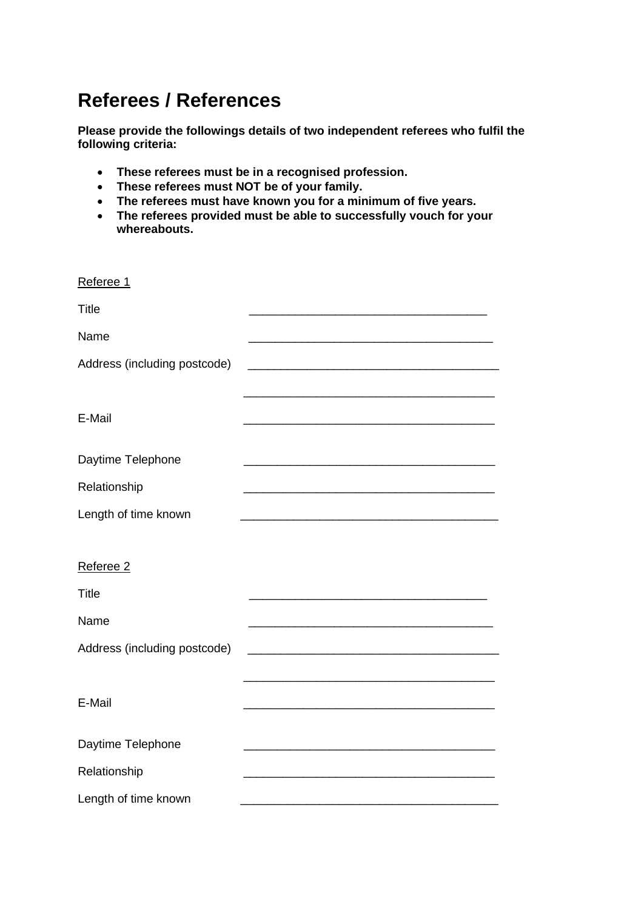# Referees / References

**Please provide the followings details of two independent referees who fulfil the following criteria:**

- **These referees must be in a recognised profession.**
- **These referees must NOT be of your family.**
- **The referees must have known you for a minimum of five years.**
- **The referees provided must be able to successfully vouch for your whereabouts.**

Referee 1

Title ____________________________________

Name _____________________________________

Address (including postcode) ______________________________________

______________________________________

E-Mail ______________________________________

Daytime Telephone ______________________________________

Relationship ______________________________________

Length of time known _______________________________________

Referee 2

Title ____________________________________

Name _____________________________________

Address (including postcode) ______________________________________

______________________________________

E-Mail ______________________________________

Daytime Telephone ______________________________________

Relationship ______________________________________

Length of time known _______________________________________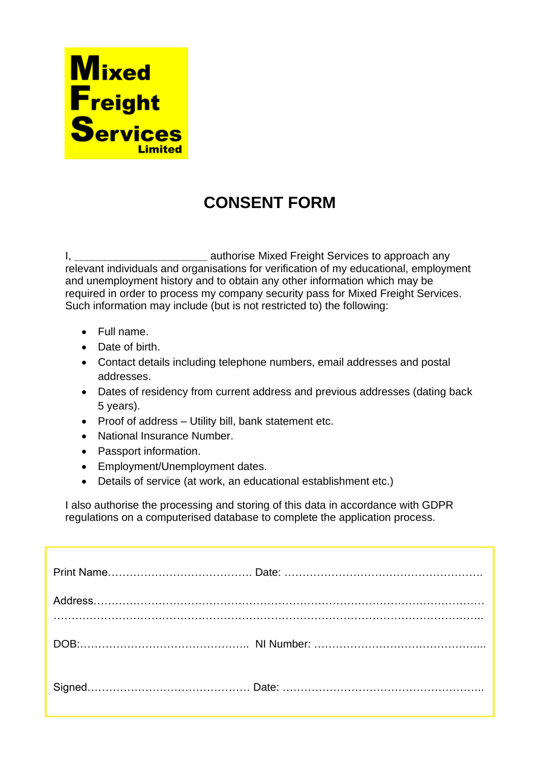**Mixed Freight Services Limited**

# CONSENT FORM

I, ______________________ authorise Mixed Freight Services to approach any relevant individuals and organisations for verification of my educational, employment and unemployment history and to obtain any other information which may be required in order to process my company security pass for Mixed Freight Services. Such information may include (but is not restricted to) the following:

- Full name.
- Date of birth.
- Contact details including telephone numbers, email addresses and postal addresses.
- Dates of residency from current address and previous addresses (dating back 5 years).
- Proof of address – Utility bill, bank statement etc.
- National Insurance Number.
- Passport information.
- Employment/Unemployment dates.
- Details of service (at work, an educational establishment etc.)

I also authorise the processing and storing of this data in accordance with GDPR regulations on a computerised database to complete the application process.

Print Name…………………………………. Date: ……………………………………………….

Address…………………………………………………………………………………………
…………………………………………………………………………………………………..

DOB:……………………………………….. NI Number: ………………………………………...

Signed……………………………………… Date: ………………………………………………..